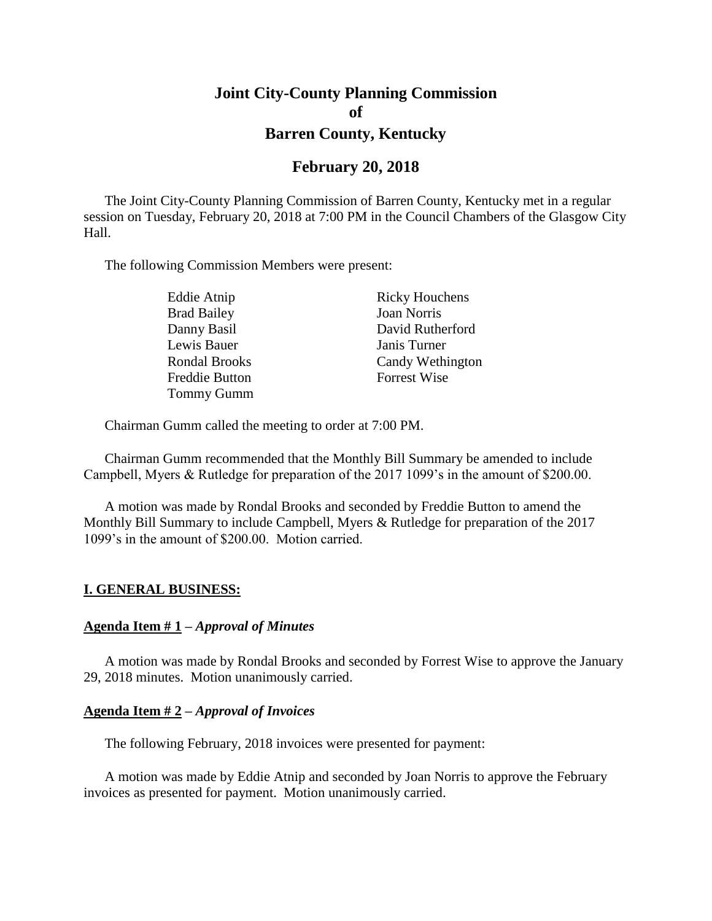# Joint City-County Planning Commission
# of
# Barren County, Kentucky

## February 20, 2018

The Joint City-County Planning Commission of Barren County, Kentucky met in a regular session on Tuesday, February 20, 2018 at 7:00 PM in the Council Chambers of the Glasgow City Hall.

The following Commission Members were present:

| | |
|---|---|
| Eddie Atnip | Ricky Houchens |
| Brad Bailey | Joan Norris |
| Danny Basil | David Rutherford |
| Lewis Bauer | Janis Turner |
| Rondal Brooks | Candy Wethington |
| Freddie Button | Forrest Wise |
| Tommy Gumm | |

Chairman Gumm called the meeting to order at 7:00 PM.

Chairman Gumm recommended that the Monthly Bill Summary be amended to include Campbell, Myers & Rutledge for preparation of the 2017 1099's in the amount of $200.00.

A motion was made by Rondal Brooks and seconded by Freddie Button to amend the Monthly Bill Summary to include Campbell, Myers & Rutledge for preparation of the 2017 1099's in the amount of $200.00. Motion carried.

### I. GENERAL BUSINESS:

**Agenda Item # 1** – ***Approval of Minutes***

A motion was made by Rondal Brooks and seconded by Forrest Wise to approve the January 29, 2018 minutes. Motion unanimously carried.

**Agenda Item # 2** – ***Approval of Invoices***

The following February, 2018 invoices were presented for payment:

A motion was made by Eddie Atnip and seconded by Joan Norris to approve the February invoices as presented for payment. Motion unanimously carried.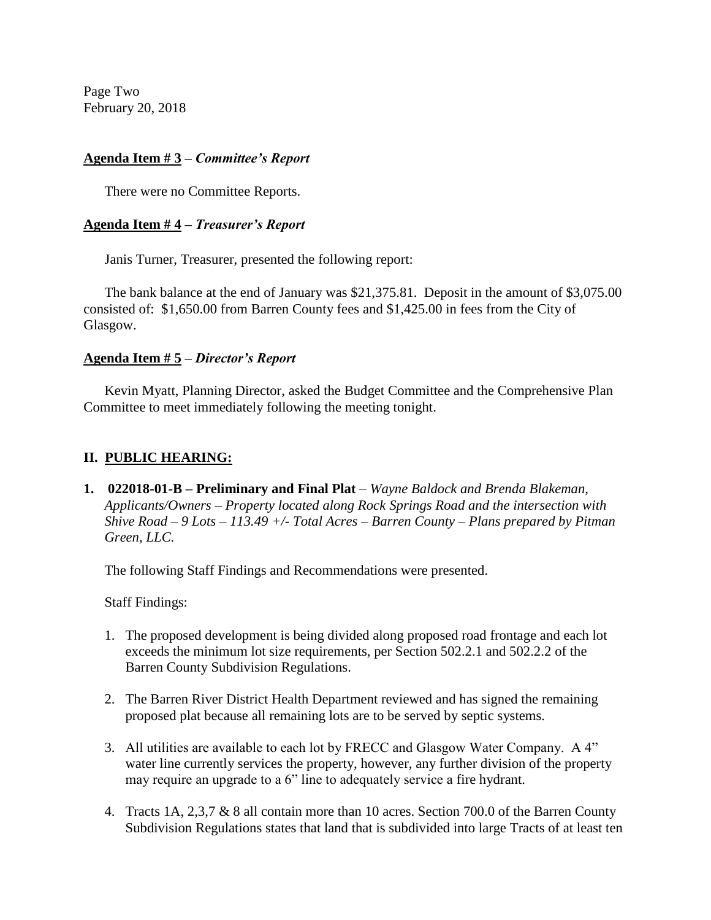Page Two
February 20, 2018

**Agenda Item # 3 –** ***Committee's Report***

There were no Committee Reports.

**Agenda Item # 4 –** ***Treasurer's Report***

Janis Turner, Treasurer, presented the following report:

The bank balance at the end of January was $21,375.81. Deposit in the amount of $3,075.00 consisted of: $1,650.00 from Barren County fees and $1,425.00 in fees from the City of Glasgow.

**Agenda Item # 5 –** ***Director's Report***

Kevin Myatt, Planning Director, asked the Budget Committee and the Comprehensive Plan Committee to meet immediately following the meeting tonight.

## II. PUBLIC HEARING:

**1. 022018-01-B – Preliminary and Final Plat** – *Wayne Baldock and Brenda Blakeman, Applicants/Owners – Property located along Rock Springs Road and the intersection with Shive Road – 9 Lots – 113.49 +/- Total Acres – Barren County – Plans prepared by Pitman Green, LLC.*

The following Staff Findings and Recommendations were presented.

Staff Findings:

1. The proposed development is being divided along proposed road frontage and each lot exceeds the minimum lot size requirements, per Section 502.2.1 and 502.2.2 of the Barren County Subdivision Regulations.

2. The Barren River District Health Department reviewed and has signed the remaining proposed plat because all remaining lots are to be served by septic systems.

3. All utilities are available to each lot by FRECC and Glasgow Water Company. A 4" water line currently services the property, however, any further division of the property may require an upgrade to a 6" line to adequately service a fire hydrant.

4. Tracts 1A, 2,3,7 & 8 all contain more than 10 acres. Section 700.0 of the Barren County Subdivision Regulations states that land that is subdivided into large Tracts of at least ten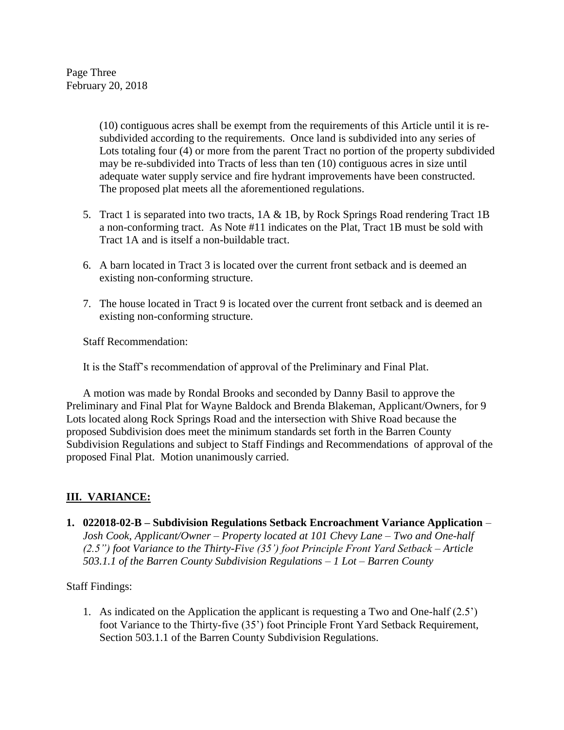(10) contiguous acres shall be exempt from the requirements of this Article until it is re-subdivided according to the requirements. Once land is subdivided into any series of Lots totaling four (4) or more from the parent Tract no portion of the property subdivided may be re-subdivided into Tracts of less than ten (10) contiguous acres in size until adequate water supply service and fire hydrant improvements have been constructed. The proposed plat meets all the aforementioned regulations.

5. Tract 1 is separated into two tracts, 1A & 1B, by Rock Springs Road rendering Tract 1B a non-conforming tract. As Note #11 indicates on the Plat, Tract 1B must be sold with Tract 1A and is itself a non-buildable tract.

6. A barn located in Tract 3 is located over the current front setback and is deemed an existing non-conforming structure.

7. The house located in Tract 9 is located over the current front setback and is deemed an existing non-conforming structure.

Staff Recommendation:

It is the Staff's recommendation of approval of the Preliminary and Final Plat.

A motion was made by Rondal Brooks and seconded by Danny Basil to approve the Preliminary and Final Plat for Wayne Baldock and Brenda Blakeman, Applicant/Owners, for 9 Lots located along Rock Springs Road and the intersection with Shive Road because the proposed Subdivision does meet the minimum standards set forth in the Barren County Subdivision Regulations and subject to Staff Findings and Recommendations of approval of the proposed Final Plat. Motion unanimously carried.

## III. VARIANCE:

**1. 022018-02-B – Subdivision Regulations Setback Encroachment Variance Application** – *Josh Cook, Applicant/Owner – Property located at 101 Chevy Lane – Two and One-half (2.5") foot Variance to the Thirty-Five (35') foot Principle Front Yard Setback – Article 503.1.1 of the Barren County Subdivision Regulations – 1 Lot – Barren County*

Staff Findings:

1. As indicated on the Application the applicant is requesting a Two and One-half (2.5') foot Variance to the Thirty-five (35') foot Principle Front Yard Setback Requirement, Section 503.1.1 of the Barren County Subdivision Regulations.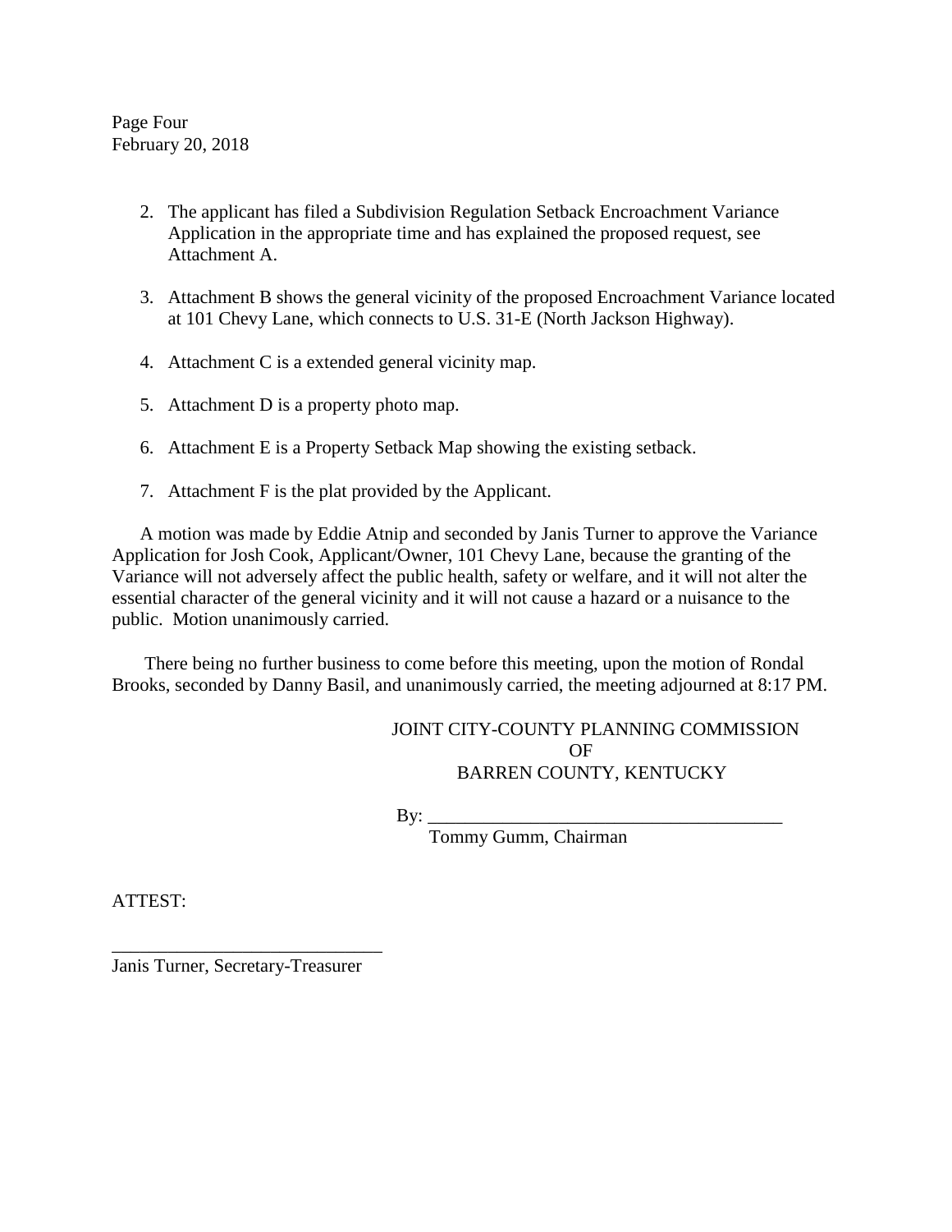Page Four
February 20, 2018

2. The applicant has filed a Subdivision Regulation Setback Encroachment Variance Application in the appropriate time and has explained the proposed request, see Attachment A.

3. Attachment B shows the general vicinity of the proposed Encroachment Variance located at 101 Chevy Lane, which connects to U.S. 31-E (North Jackson Highway).

4. Attachment C is a extended general vicinity map.

5. Attachment D is a property photo map.

6. Attachment E is a Property Setback Map showing the existing setback.

7. Attachment F is the plat provided by the Applicant.

A motion was made by Eddie Atnip and seconded by Janis Turner to approve the Variance Application for Josh Cook, Applicant/Owner, 101 Chevy Lane, because the granting of the Variance will not adversely affect the public health, safety or welfare, and it will not alter the essential character of the general vicinity and it will not cause a hazard or a nuisance to the public. Motion unanimously carried.

There being no further business to come before this meeting, upon the motion of Rondal Brooks, seconded by Danny Basil, and unanimously carried, the meeting adjourned at 8:17 PM.

JOINT CITY-COUNTY PLANNING COMMISSION
OF
BARREN COUNTY, KENTUCKY

By: ______________________________________
Tommy Gumm, Chairman

ATTEST:

_____________________________
Janis Turner, Secretary-Treasurer